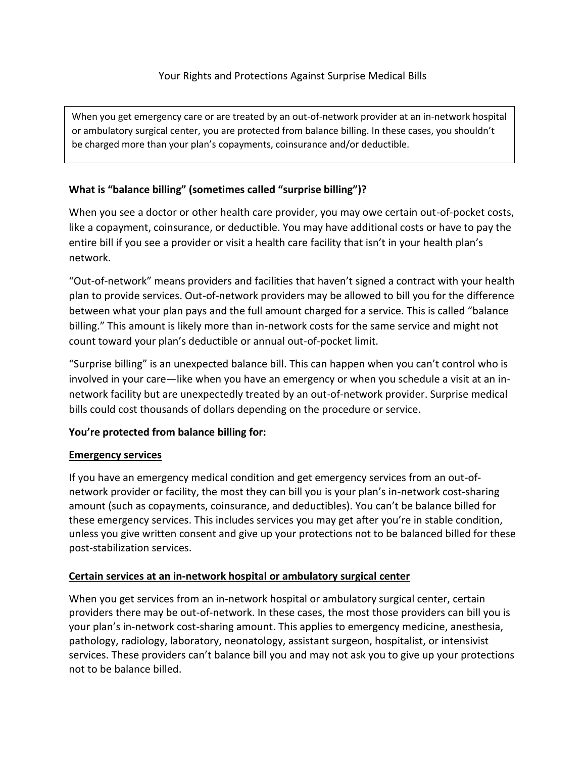# Your Rights and Protections Against Surprise Medical Bills

When you get emergency care or are treated by an out-of-network provider at an in-network hospital or ambulatory surgical center, you are protected from balance billing. In these cases, you shouldn't be charged more than your plan's copayments, coinsurance and/or deductible.

**What is "balance billing" (sometimes called "surprise billing")?**

When you see a doctor or other health care provider, you may owe certain out-of-pocket costs, like a copayment, coinsurance, or deductible. You may have additional costs or have to pay the entire bill if you see a provider or visit a health care facility that isn't in your health plan's network.

"Out-of-network" means providers and facilities that haven't signed a contract with your health plan to provide services. Out-of-network providers may be allowed to bill you for the difference between what your plan pays and the full amount charged for a service. This is called "balance billing." This amount is likely more than in-network costs for the same service and might not count toward your plan's deductible or annual out-of-pocket limit.

"Surprise billing" is an unexpected balance bill. This can happen when you can't control who is involved in your care—like when you have an emergency or when you schedule a visit at an in-network facility but are unexpectedly treated by an out-of-network provider. Surprise medical bills could cost thousands of dollars depending on the procedure or service.

**You're protected from balance billing for:**

**Emergency services**

If you have an emergency medical condition and get emergency services from an out-of-network provider or facility, the most they can bill you is your plan's in-network cost-sharing amount (such as copayments, coinsurance, and deductibles). You can't be balance billed for these emergency services. This includes services you may get after you're in stable condition, unless you give written consent and give up your protections not to be balanced billed for these post-stabilization services.

**Certain services at an in-network hospital or ambulatory surgical center**

When you get services from an in-network hospital or ambulatory surgical center, certain providers there may be out-of-network. In these cases, the most those providers can bill you is your plan's in-network cost-sharing amount. This applies to emergency medicine, anesthesia, pathology, radiology, laboratory, neonatology, assistant surgeon, hospitalist, or intensivist services. These providers can't balance bill you and may not ask you to give up your protections not to be balance billed.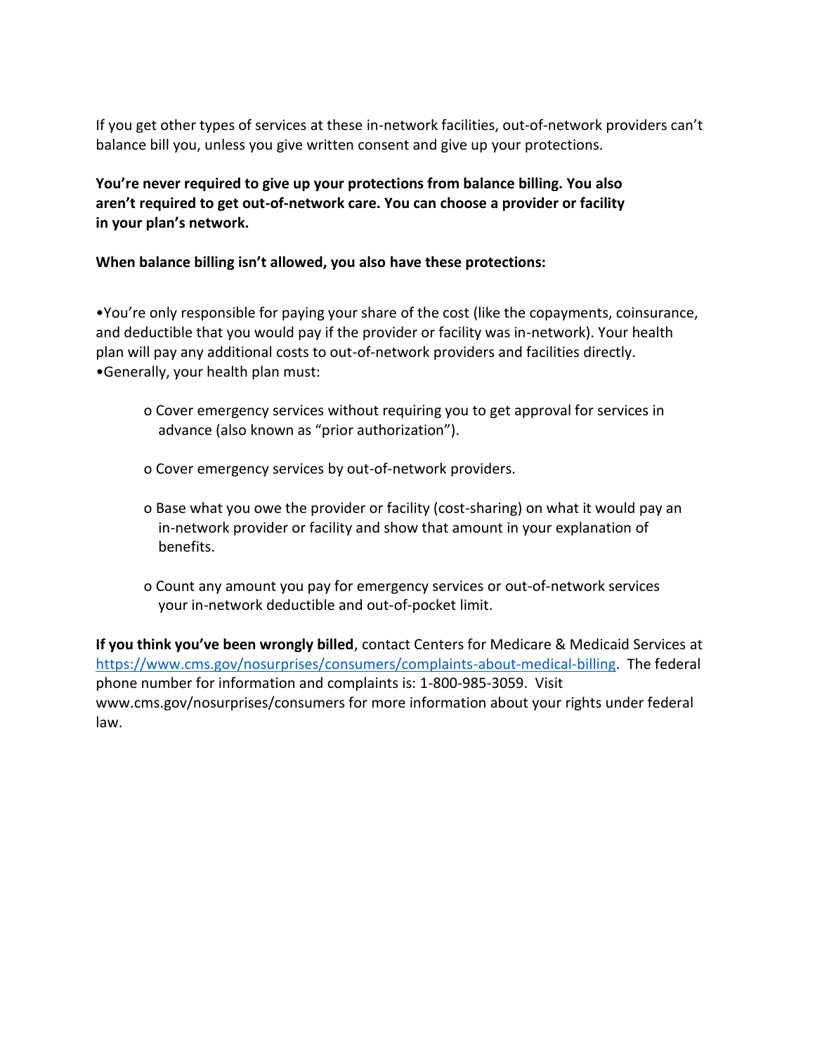If you get other types of services at these in-network facilities, out-of-network providers can't balance bill you, unless you give written consent and give up your protections.

**You're never required to give up your protections from balance billing. You also aren't required to get out-of-network care. You can choose a provider or facility in your plan's network.**

**When balance billing isn't allowed, you also have these protections:**

- You're only responsible for paying your share of the cost (like the copayments, coinsurance, and deductible that you would pay if the provider or facility was in-network). Your health plan will pay any additional costs to out-of-network providers and facilities directly.
- Generally, your health plan must:
  - Cover emergency services without requiring you to get approval for services in advance (also known as "prior authorization").
  - Cover emergency services by out-of-network providers.
  - Base what you owe the provider or facility (cost-sharing) on what it would pay an in-network provider or facility and show that amount in your explanation of benefits.
  - Count any amount you pay for emergency services or out-of-network services your in-network deductible and out-of-pocket limit.

**If you think you've been wrongly billed**, contact Centers for Medicare & Medicaid Services at https://www.cms.gov/nosurprises/consumers/complaints-about-medical-billing. The federal phone number for information and complaints is: 1-800-985-3059. Visit www.cms.gov/nosurprises/consumers for more information about your rights under federal law.